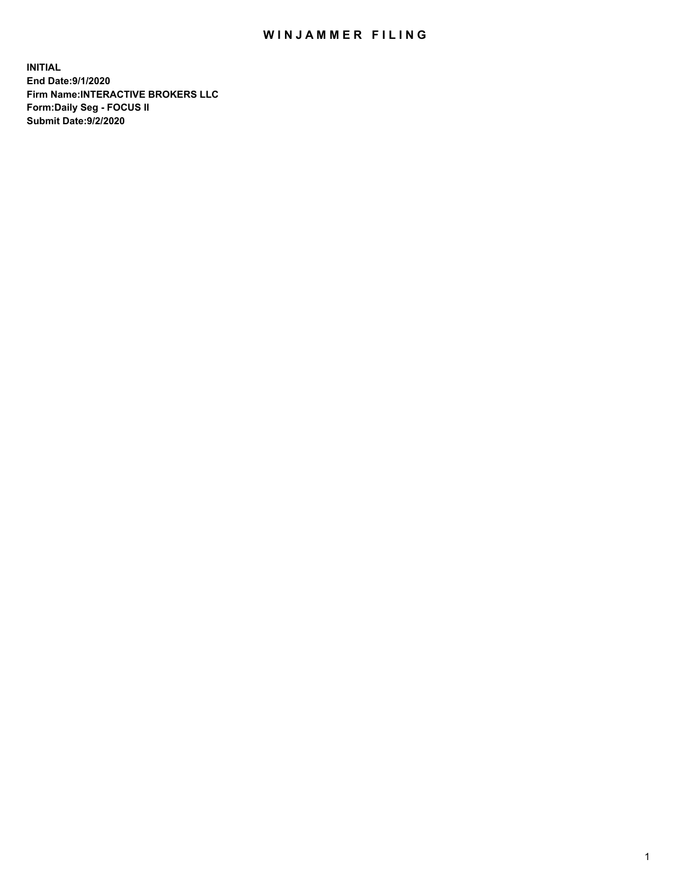# WINJAMMER FILING

**INITIAL**
**End Date:9/1/2020**
**Firm Name:INTERACTIVE BROKERS LLC**
**Form:Daily Seg - FOCUS II**
**Submit Date:9/2/2020**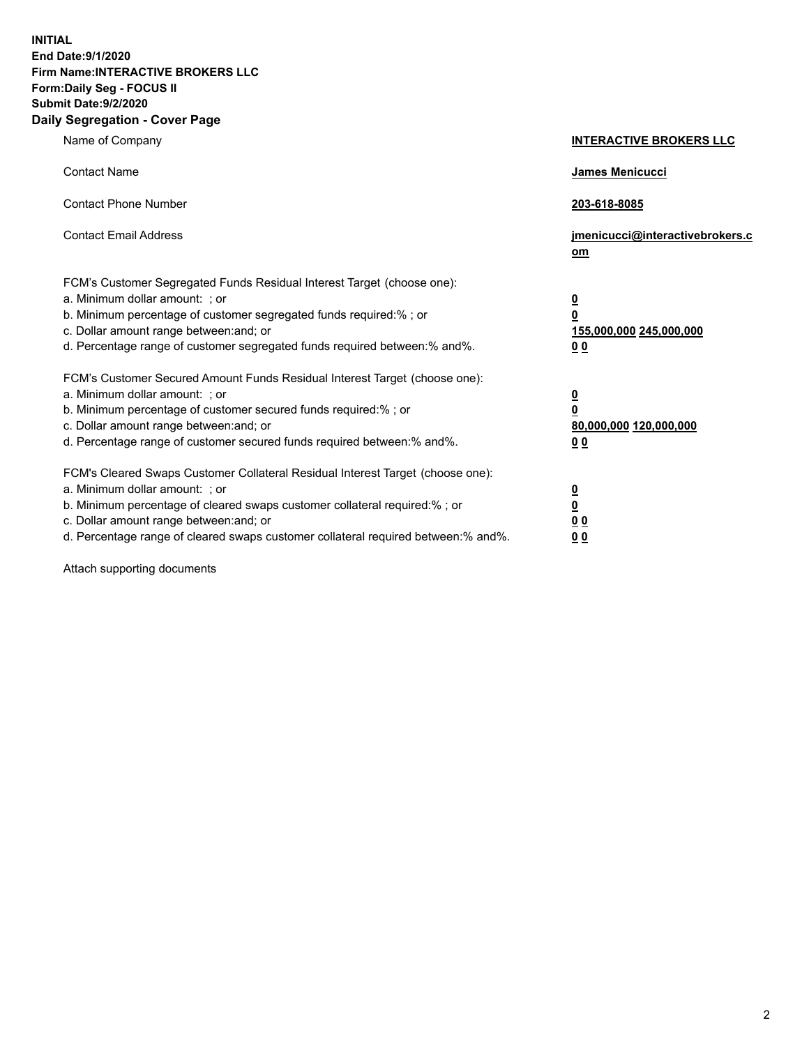**INITIAL**
**End Date:9/1/2020**
**Firm Name:INTERACTIVE BROKERS LLC**
**Form:Daily Seg - FOCUS II**
**Submit Date:9/2/2020**

## Daily Segregation - Cover Page

| | |
|---|---|
| Name of Company | **INTERACTIVE BROKERS LLC** |
| Contact Name | **James Menicucci** |
| Contact Phone Number | **203-618-8085** |
| Contact Email Address | **jmenicucci@interactivebrokers.com** |
| FCM's Customer Segregated Funds Residual Interest Target (choose one): | |
| a. Minimum dollar amount: ; or | **0** |
| b. Minimum percentage of customer segregated funds required:% ; or | **0** |
| c. Dollar amount range between:and; or | **155,000,000 245,000,000** |
| d. Percentage range of customer segregated funds required between:% and%. | **0 0** |
| FCM's Customer Secured Amount Funds Residual Interest Target (choose one): | |
| a. Minimum dollar amount: ; or | **0** |
| b. Minimum percentage of customer secured funds required:% ; or | **0** |
| c. Dollar amount range between:and; or | **80,000,000 120,000,000** |
| d. Percentage range of customer secured funds required between:% and%. | **0 0** |
| FCM's Cleared Swaps Customer Collateral Residual Interest Target (choose one): | |
| a. Minimum dollar amount: ; or | **0** |
| b. Minimum percentage of cleared swaps customer collateral required:% ; or | **0** |
| c. Dollar amount range between:and; or | **0 0** |
| d. Percentage range of cleared swaps customer collateral required between:% and%. | **0 0** |

Attach supporting documents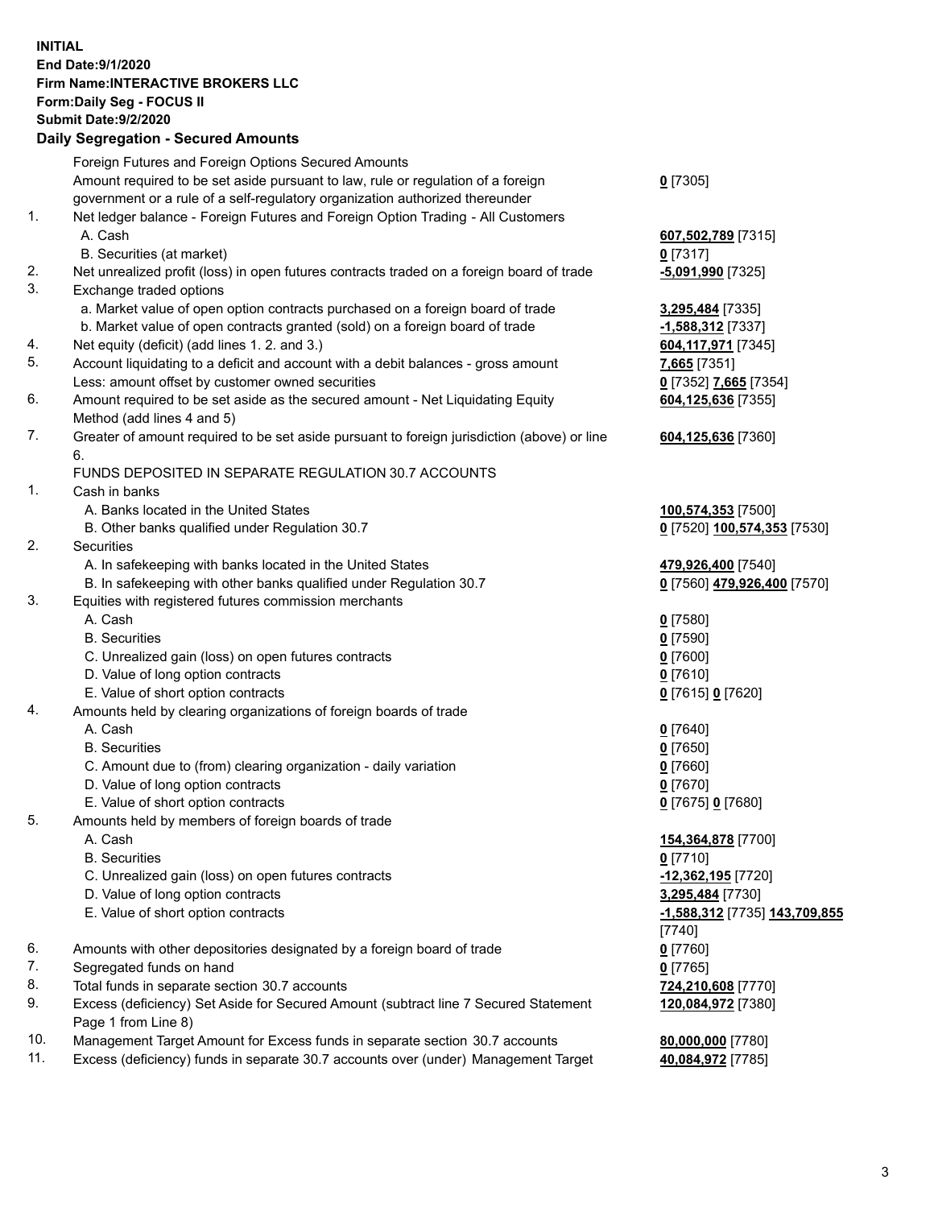**INITIAL**
**End Date:9/1/2020**
**Firm Name:INTERACTIVE BROKERS LLC**
**Form:Daily Seg - FOCUS II**
**Submit Date:9/2/2020**

**Daily Segregation - Secured Amounts**

| | | |
|---|---|---|
| | Foreign Futures and Foreign Options Secured Amounts | |
| | Amount required to be set aside pursuant to law, rule or regulation of a foreign government or a rule of a self-regulatory organization authorized thereunder | **0** [7305] |
| 1. | Net ledger balance - Foreign Futures and Foreign Option Trading - All Customers | |
| | A. Cash | **607,502,789** [7315] |
| | B. Securities (at market) | **0** [7317] |
| 2. | Net unrealized profit (loss) in open futures contracts traded on a foreign board of trade | **-5,091,990** [7325] |
| 3. | Exchange traded options | |
| | a. Market value of open option contracts purchased on a foreign board of trade | **3,295,484** [7335] |
| | b. Market value of open contracts granted (sold) on a foreign board of trade | **-1,588,312** [7337] |
| 4. | Net equity (deficit) (add lines 1. 2. and 3.) | **604,117,971** [7345] |
| 5. | Account liquidating to a deficit and account with a debit balances - gross amount | **7,665** [7351] |
| | Less: amount offset by customer owned securities | **0** [7352] **7,665** [7354] |
| 6. | Amount required to be set aside as the secured amount - Net Liquidating Equity Method (add lines 4 and 5) | **604,125,636** [7355] |
| 7. | Greater of amount required to be set aside pursuant to foreign jurisdiction (above) or line 6. | **604,125,636** [7360] |
| | FUNDS DEPOSITED IN SEPARATE REGULATION 30.7 ACCOUNTS | |
| 1. | Cash in banks | |
| | A. Banks located in the United States | **100,574,353** [7500] |
| | B. Other banks qualified under Regulation 30.7 | **0** [7520] **100,574,353** [7530] |
| 2. | Securities | |
| | A. In safekeeping with banks located in the United States | **479,926,400** [7540] |
| | B. In safekeeping with other banks qualified under Regulation 30.7 | **0** [7560] **479,926,400** [7570] |
| 3. | Equities with registered futures commission merchants | |
| | A. Cash | **0** [7580] |
| | B. Securities | **0** [7590] |
| | C. Unrealized gain (loss) on open futures contracts | **0** [7600] |
| | D. Value of long option contracts | **0** [7610] |
| | E. Value of short option contracts | **0** [7615] **0** [7620] |
| 4. | Amounts held by clearing organizations of foreign boards of trade | |
| | A. Cash | **0** [7640] |
| | B. Securities | **0** [7650] |
| | C. Amount due to (from) clearing organization - daily variation | **0** [7660] |
| | D. Value of long option contracts | **0** [7670] |
| | E. Value of short option contracts | **0** [7675] **0** [7680] |
| 5. | Amounts held by members of foreign boards of trade | |
| | A. Cash | **154,364,878** [7700] |
| | B. Securities | **0** [7710] |
| | C. Unrealized gain (loss) on open futures contracts | **-12,362,195** [7720] |
| | D. Value of long option contracts | **3,295,484** [7730] |
| | E. Value of short option contracts | **-1,588,312** [7735] **143,709,855** [7740] |
| 6. | Amounts with other depositories designated by a foreign board of trade | **0** [7760] |
| 7. | Segregated funds on hand | **0** [7765] |
| 8. | Total funds in separate section 30.7 accounts | **724,210,608** [7770] |
| 9. | Excess (deficiency) Set Aside for Secured Amount (subtract line 7 Secured Statement Page 1 from Line 8) | **120,084,972** [7380] |
| 10. | Management Target Amount for Excess funds in separate section 30.7 accounts | **80,000,000** [7780] |
| 11. | Excess (deficiency) funds in separate 30.7 accounts over (under) Management Target | **40,084,972** [7785] |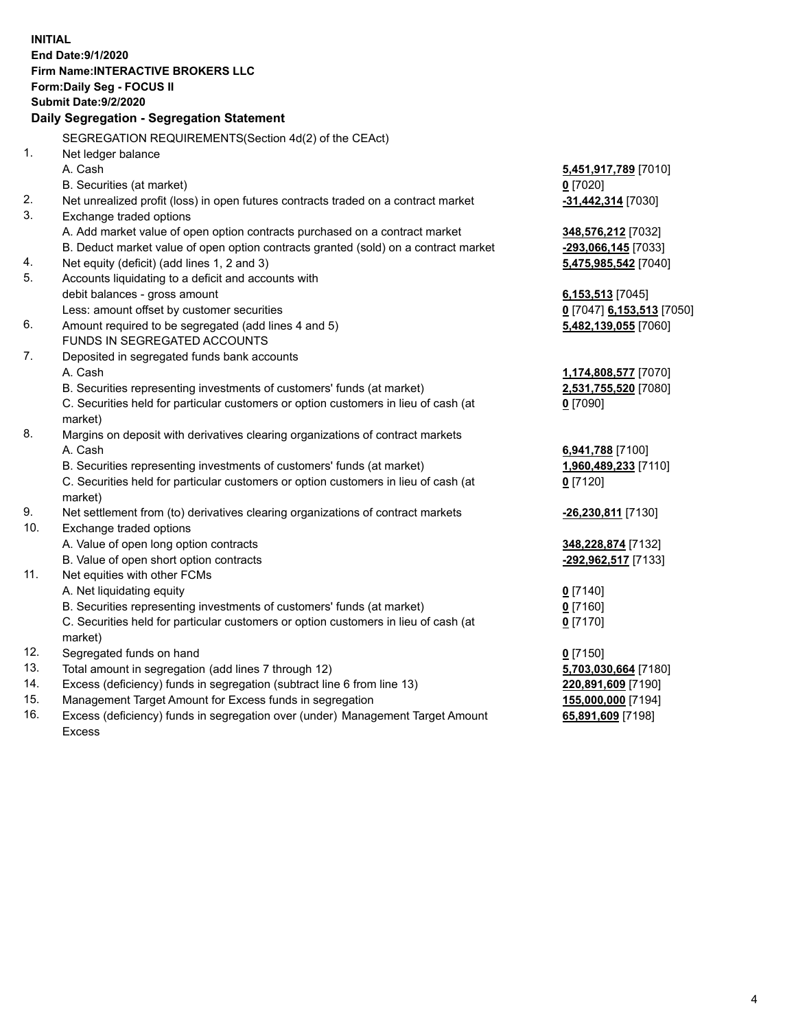**INITIAL**
**End Date:9/1/2020**
**Firm Name:INTERACTIVE BROKERS LLC**
**Form:Daily Seg - FOCUS II**
**Submit Date:9/2/2020**

**Daily Segregation - Segregation Statement**

SEGREGATION REQUIREMENTS(Section 4d(2) of the CEAct)

| | | |
|---|---|---|
| 1. | Net ledger balance | |
| | A. Cash | **5,451,917,789** [7010] |
| | B. Securities (at market) | **0** [7020] |
| 2. | Net unrealized profit (loss) in open futures contracts traded on a contract market | **-31,442,314** [7030] |
| 3. | Exchange traded options | |
| | A. Add market value of open option contracts purchased on a contract market | **348,576,212** [7032] |
| | B. Deduct market value of open option contracts granted (sold) on a contract market | **-293,066,145** [7033] |
| 4. | Net equity (deficit) (add lines 1, 2 and 3) | **5,475,985,542** [7040] |
| 5. | Accounts liquidating to a deficit and accounts with | |
| | debit balances - gross amount | **6,153,513** [7045] |
| | Less: amount offset by customer securities | **0** [7047] **6,153,513** [7050] |
| 6. | Amount required to be segregated (add lines 4 and 5) | **5,482,139,055** [7060] |
| | FUNDS IN SEGREGATED ACCOUNTS | |
| 7. | Deposited in segregated funds bank accounts | |
| | A. Cash | **1,174,808,577** [7070] |
| | B. Securities representing investments of customers' funds (at market) | **2,531,755,520** [7080] |
| | C. Securities held for particular customers or option customers in lieu of cash (at market) | **0** [7090] |
| 8. | Margins on deposit with derivatives clearing organizations of contract markets | |
| | A. Cash | **6,941,788** [7100] |
| | B. Securities representing investments of customers' funds (at market) | **1,960,489,233** [7110] |
| | C. Securities held for particular customers or option customers in lieu of cash (at market) | **0** [7120] |
| 9. | Net settlement from (to) derivatives clearing organizations of contract markets | **-26,230,811** [7130] |
| 10. | Exchange traded options | |
| | A. Value of open long option contracts | **348,228,874** [7132] |
| | B. Value of open short option contracts | **-292,962,517** [7133] |
| 11. | Net equities with other FCMs | |
| | A. Net liquidating equity | **0** [7140] |
| | B. Securities representing investments of customers' funds (at market) | **0** [7160] |
| | C. Securities held for particular customers or option customers in lieu of cash (at market) | **0** [7170] |
| 12. | Segregated funds on hand | **0** [7150] |
| 13. | Total amount in segregation (add lines 7 through 12) | **5,703,030,664** [7180] |
| 14. | Excess (deficiency) funds in segregation (subtract line 6 from line 13) | **220,891,609** [7190] |
| 15. | Management Target Amount for Excess funds in segregation | **155,000,000** [7194] |
| 16. | Excess (deficiency) funds in segregation over (under) Management Target Amount Excess | **65,891,609** [7198] |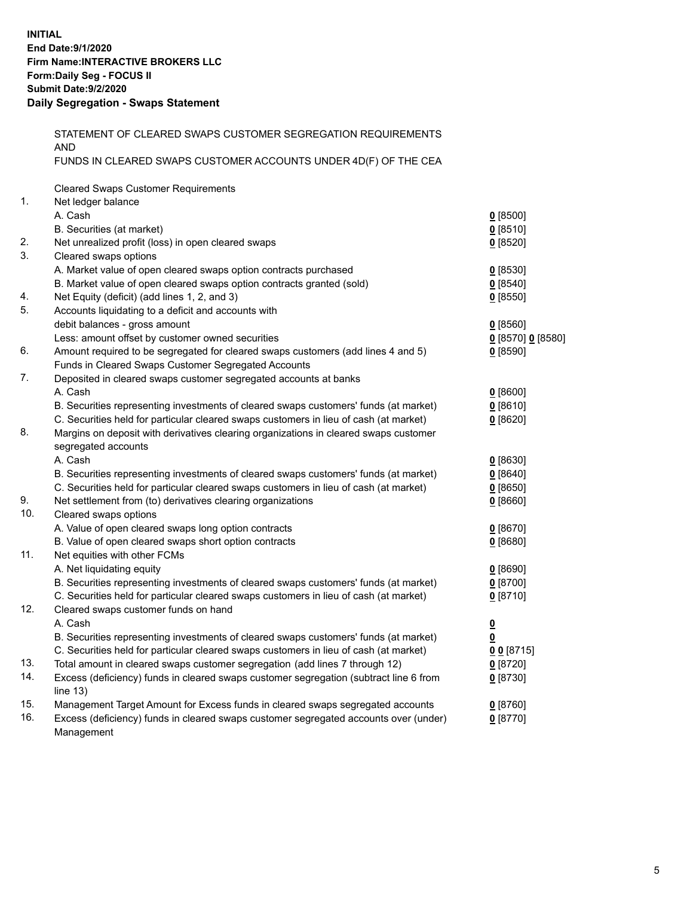**INITIAL**
**End Date:9/1/2020**
**Firm Name:INTERACTIVE BROKERS LLC**
**Form:Daily Seg - FOCUS II**
**Submit Date:9/2/2020**
**Daily Segregation - Swaps Statement**

STATEMENT OF CLEARED SWAPS CUSTOMER SEGREGATION REQUIREMENTS AND
FUNDS IN CLEARED SWAPS CUSTOMER ACCOUNTS UNDER 4D(F) OF THE CEA

| | | |
|---|---|---|
| | Cleared Swaps Customer Requirements | |
| 1. | Net ledger balance | |
| | A. Cash | 0 [8500] |
| | B. Securities (at market) | 0 [8510] |
| 2. | Net unrealized profit (loss) in open cleared swaps | 0 [8520] |
| 3. | Cleared swaps options | |
| | A. Market value of open cleared swaps option contracts purchased | 0 [8530] |
| | B. Market value of open cleared swaps option contracts granted (sold) | 0 [8540] |
| 4. | Net Equity (deficit) (add lines 1, 2, and 3) | 0 [8550] |
| 5. | Accounts liquidating to a deficit and accounts with | |
| | debit balances - gross amount | 0 [8560] |
| | Less: amount offset by customer owned securities | 0 [8570] 0 [8580] |
| 6. | Amount required to be segregated for cleared swaps customers (add lines 4 and 5) | 0 [8590] |
| | Funds in Cleared Swaps Customer Segregated Accounts | |
| 7. | Deposited in cleared swaps customer segregated accounts at banks | |
| | A. Cash | 0 [8600] |
| | B. Securities representing investments of cleared swaps customers' funds (at market) | 0 [8610] |
| | C. Securities held for particular cleared swaps customers in lieu of cash (at market) | 0 [8620] |
| 8. | Margins on deposit with derivatives clearing organizations in cleared swaps customer segregated accounts | |
| | A. Cash | 0 [8630] |
| | B. Securities representing investments of cleared swaps customers' funds (at market) | 0 [8640] |
| | C. Securities held for particular cleared swaps customers in lieu of cash (at market) | 0 [8650] |
| 9. | Net settlement from (to) derivatives clearing organizations | 0 [8660] |
| 10. | Cleared swaps options | |
| | A. Value of open cleared swaps long option contracts | 0 [8670] |
| | B. Value of open cleared swaps short option contracts | 0 [8680] |
| 11. | Net equities with other FCMs | |
| | A. Net liquidating equity | 0 [8690] |
| | B. Securities representing investments of cleared swaps customers' funds (at market) | 0 [8700] |
| | C. Securities held for particular cleared swaps customers in lieu of cash (at market) | 0 [8710] |
| 12. | Cleared swaps customer funds on hand | |
| | A. Cash | 0 |
| | B. Securities representing investments of cleared swaps customers' funds (at market) | 0 |
| | C. Securities held for particular cleared swaps customers in lieu of cash (at market) | 0 0 [8715] |
| 13. | Total amount in cleared swaps customer segregation (add lines 7 through 12) | 0 [8720] |
| 14. | Excess (deficiency) funds in cleared swaps customer segregation (subtract line 6 from line 13) | 0 [8730] |
| 15. | Management Target Amount for Excess funds in cleared swaps segregated accounts | 0 [8760] |
| 16. | Excess (deficiency) funds in cleared swaps customer segregated accounts over (under) Management | 0 [8770] |